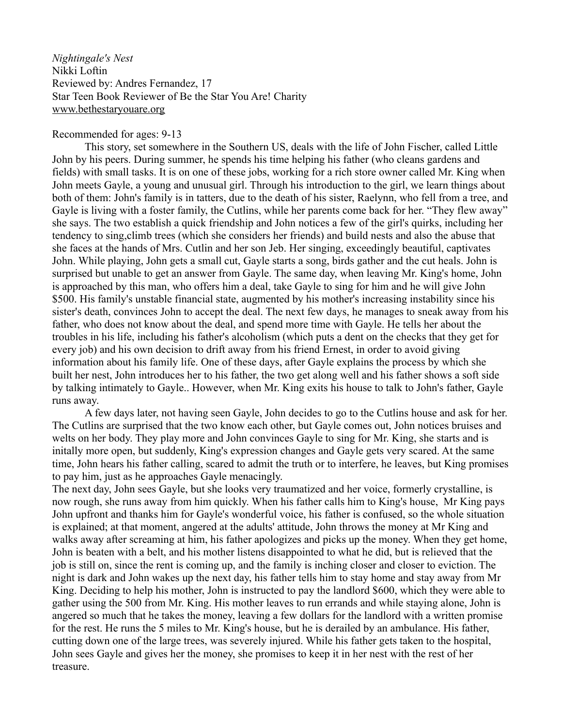*Nightingale's Nest*
Nikki Loftin
Reviewed by: Andres Fernandez, 17
Star Teen Book Reviewer of Be the Star You Are! Charity
www.bethestaryouare.org

Recommended for ages: 9-13

This story, set somewhere in the Southern US, deals with the life of John Fischer, called Little John by his peers. During summer, he spends his time helping his father (who cleans gardens and fields) with small tasks. It is on one of these jobs, working for a rich store owner called Mr. King when John meets Gayle, a young and unusual girl. Through his introduction to the girl, we learn things about both of them: John's family is in tatters, due to the death of his sister, Raelynn, who fell from a tree, and Gayle is living with a foster family, the Cutlins, while her parents come back for her. "They flew away" she says. The two establish a quick friendship and John notices a few of the girl's quirks, including her tendency to sing,climb trees (which she considers her friends) and build nests and also the abuse that she faces at the hands of Mrs. Cutlin and her son Jeb. Her singing, exceedingly beautiful, captivates John. While playing, John gets a small cut, Gayle starts a song, birds gather and the cut heals. John is surprised but unable to get an answer from Gayle. The same day, when leaving Mr. King's home, John is approached by this man, who offers him a deal, take Gayle to sing for him and he will give John \$500. His family's unstable financial state, augmented by his mother's increasing instability since his sister's death, convinces John to accept the deal. The next few days, he manages to sneak away from his father, who does not know about the deal, and spend more time with Gayle. He tells her about the troubles in his life, including his father's alcoholism (which puts a dent on the checks that they get for every job) and his own decision to drift away from his friend Ernest, in order to avoid giving information about his family life. One of these days, after Gayle explains the process by which she built her nest, John introduces her to his father, the two get along well and his father shows a soft side by talking intimately to Gayle.. However, when Mr. King exits his house to talk to John's father, Gayle runs away.

A few days later, not having seen Gayle, John decides to go to the Cutlins house and ask for her. The Cutlins are surprised that the two know each other, but Gayle comes out, John notices bruises and welts on her body. They play more and John convinces Gayle to sing for Mr. King, she starts and is initally more open, but suddenly, King's expression changes and Gayle gets very scared. At the same time, John hears his father calling, scared to admit the truth or to interfere, he leaves, but King promises to pay him, just as he approaches Gayle menacingly.

The next day, John sees Gayle, but she looks very traumatized and her voice, formerly crystalline, is now rough, she runs away from him quickly. When his father calls him to King's house, Mr King pays John upfront and thanks him for Gayle's wonderful voice, his father is confused, so the whole situation is explained; at that moment, angered at the adults' attitude, John throws the money at Mr King and walks away after screaming at him, his father apologizes and picks up the money. When they get home, John is beaten with a belt, and his mother listens disappointed to what he did, but is relieved that the job is still on, since the rent is coming up, and the family is inching closer and closer to eviction. The night is dark and John wakes up the next day, his father tells him to stay home and stay away from Mr King. Deciding to help his mother, John is instructed to pay the landlord \$600, which they were able to gather using the 500 from Mr. King. His mother leaves to run errands and while staying alone, John is angered so much that he takes the money, leaving a few dollars for the landlord with a written promise for the rest. He runs the 5 miles to Mr. King's house, but he is derailed by an ambulance. His father, cutting down one of the large trees, was severely injured. While his father gets taken to the hospital, John sees Gayle and gives her the money, she promises to keep it in her nest with the rest of her treasure.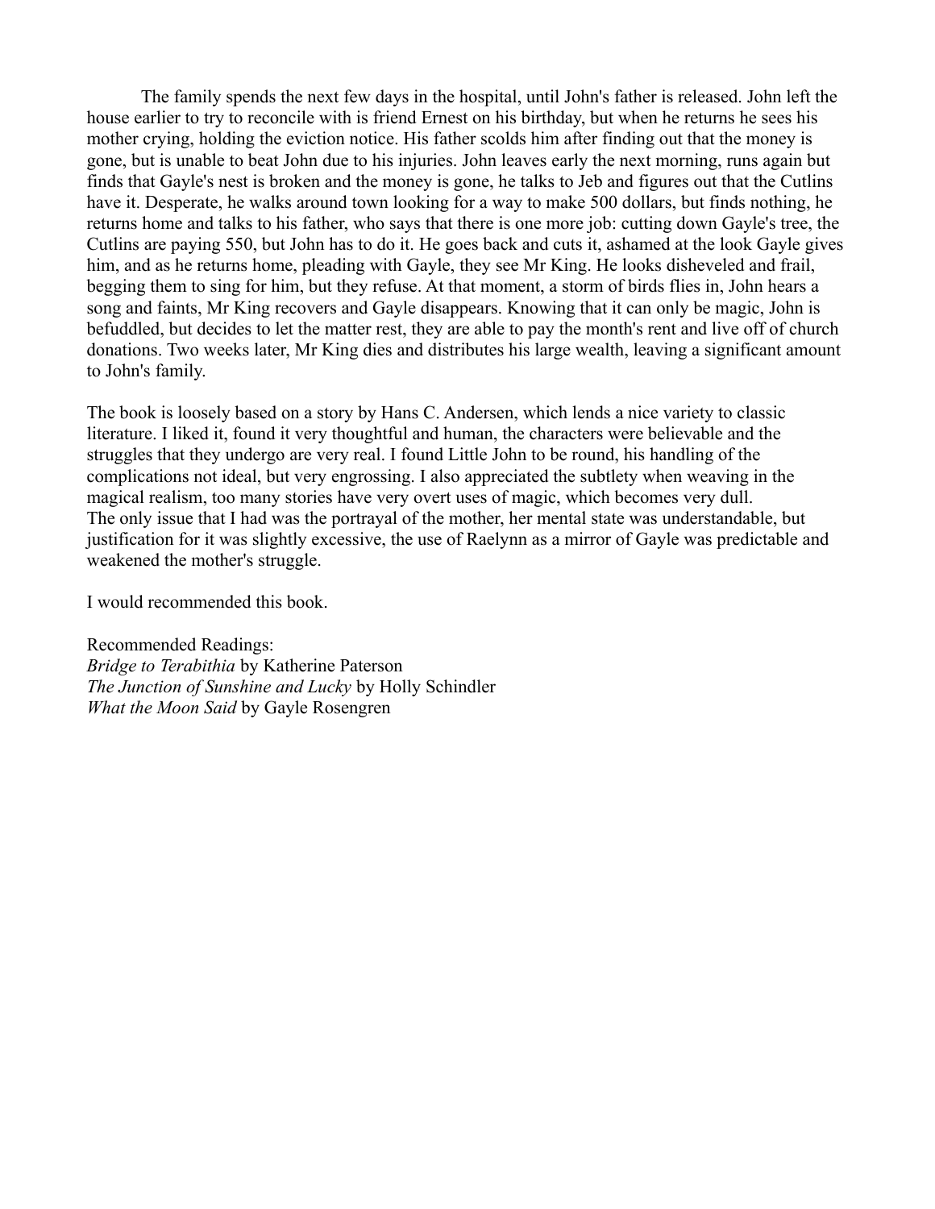The family spends the next few days in the hospital, until John's father is released. John left the house earlier to try to reconcile with is friend Ernest on his birthday, but when he returns he sees his mother crying, holding the eviction notice. His father scolds him after finding out that the money is gone, but is unable to beat John due to his injuries. John leaves early the next morning, runs again but finds that Gayle's nest is broken and the money is gone, he talks to Jeb and figures out that the Cutlins have it. Desperate, he walks around town looking for a way to make 500 dollars, but finds nothing, he returns home and talks to his father, who says that there is one more job: cutting down Gayle's tree, the Cutlins are paying 550, but John has to do it. He goes back and cuts it, ashamed at the look Gayle gives him, and as he returns home, pleading with Gayle, they see Mr King. He looks disheveled and frail, begging them to sing for him, but they refuse. At that moment, a storm of birds flies in, John hears a song and faints, Mr King recovers and Gayle disappears. Knowing that it can only be magic, John is befuddled, but decides to let the matter rest, they are able to pay the month's rent and live off of church donations. Two weeks later, Mr King dies and distributes his large wealth, leaving a significant amount to John's family.

The book is loosely based on a story by Hans C. Andersen, which lends a nice variety to classic literature. I liked it, found it very thoughtful and human, the characters were believable and the struggles that they undergo are very real. I found Little John to be round, his handling of the complications not ideal, but very engrossing. I also appreciated the subtlety when weaving in the magical realism, too many stories have very overt uses of magic, which becomes very dull.
The only issue that I had was the portrayal of the mother, her mental state was understandable, but justification for it was slightly excessive, the use of Raelynn as a mirror of Gayle was predictable and weakened the mother's struggle.

I would recommended this book.

Recommended Readings:
*Bridge to Terabithia* by Katherine Paterson
*The Junction of Sunshine and Lucky* by Holly Schindler
*What the Moon Said* by Gayle Rosengren